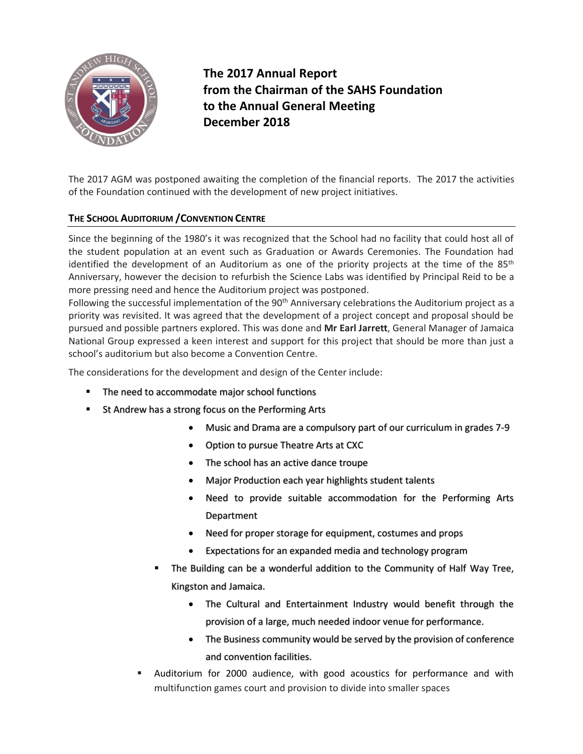# The 2017 Annual Report from the Chairman of the SAHS Foundation to the Annual General Meeting December 2018

The 2017 AGM was postponed awaiting the completion of the financial reports. The 2017 the activities of the Foundation continued with the development of new project initiatives.

## THE SCHOOL AUDITORIUM /CONVENTION CENTRE

Since the beginning of the 1980's it was recognized that the School had no facility that could host all of the student population at an event such as Graduation or Awards Ceremonies. The Foundation had identified the development of an Auditorium as one of the priority projects at the time of the 85th Anniversary, however the decision to refurbish the Science Labs was identified by Principal Reid to be a more pressing need and hence the Auditorium project was postponed.

Following the successful implementation of the 90th Anniversary celebrations the Auditorium project as a priority was revisited. It was agreed that the development of a project concept and proposal should be pursued and possible partners explored. This was done and **Mr Earl Jarrett**, General Manager of Jamaica National Group expressed a keen interest and support for this project that should be more than just a school's auditorium but also become a Convention Centre.

The considerations for the development and design of the Center include:

- The need to accommodate major school functions
- St Andrew has a strong focus on the Performing Arts
  - Music and Drama are a compulsory part of our curriculum in grades 7-9
  - Option to pursue Theatre Arts at CXC
  - The school has an active dance troupe
  - Major Production each year highlights student talents
  - Need to provide suitable accommodation for the Performing Arts Department
  - Need for proper storage for equipment, costumes and props
  - Expectations for an expanded media and technology program
- The Building can be a wonderful addition to the Community of Half Way Tree, Kingston and Jamaica.
  - The Cultural and Entertainment Industry would benefit through the provision of a large, much needed indoor venue for performance.
  - The Business community would be served by the provision of conference and convention facilities.
- Auditorium for 2000 audience, with good acoustics for performance and with multifunction games court and provision to divide into smaller spaces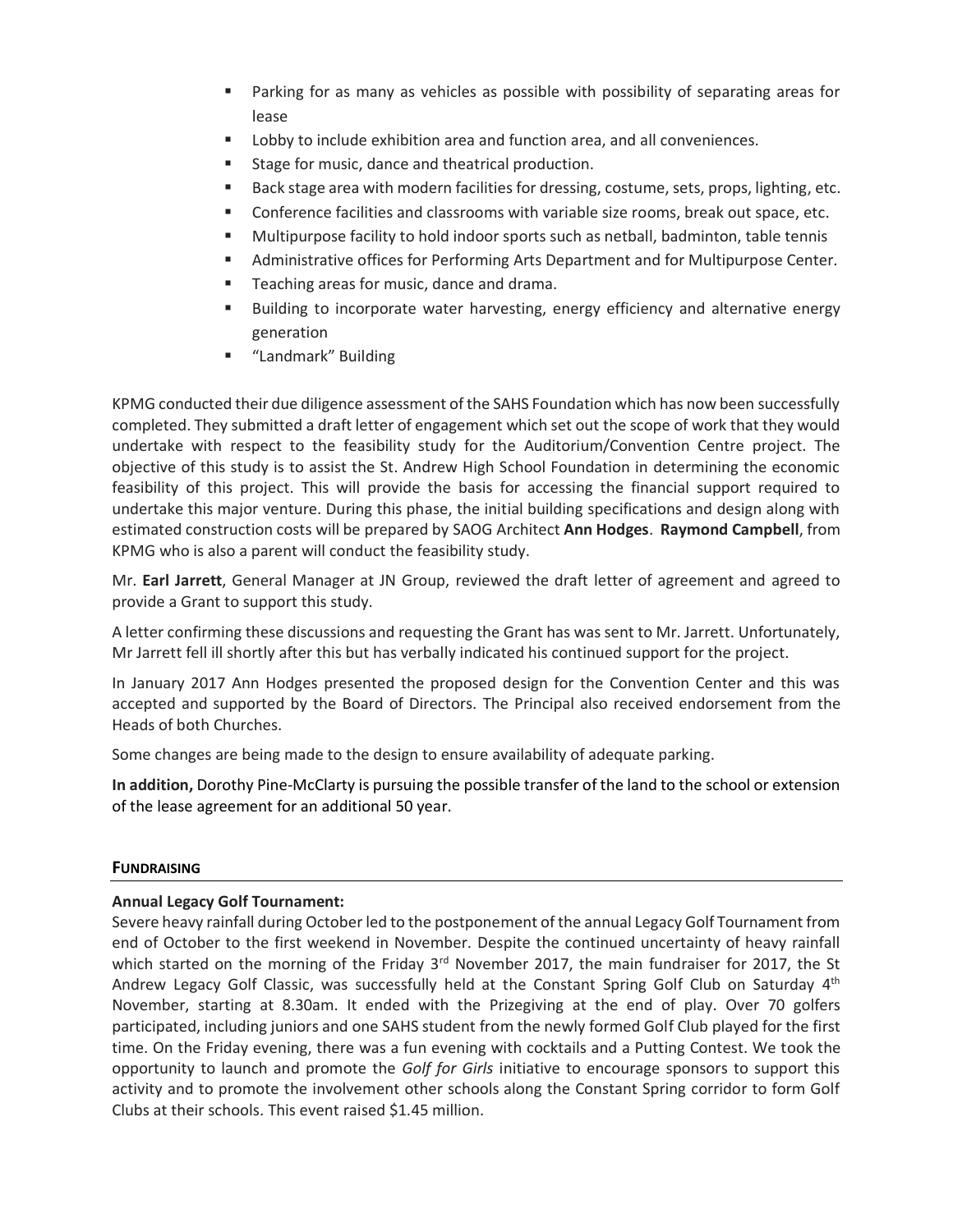- Parking for as many as vehicles as possible with possibility of separating areas for lease
- Lobby to include exhibition area and function area, and all conveniences.
- Stage for music, dance and theatrical production.
- Back stage area with modern facilities for dressing, costume, sets, props, lighting, etc.
- Conference facilities and classrooms with variable size rooms, break out space, etc.
- Multipurpose facility to hold indoor sports such as netball, badminton, table tennis
- Administrative offices for Performing Arts Department and for Multipurpose Center.
- Teaching areas for music, dance and drama.
- Building to incorporate water harvesting, energy efficiency and alternative energy generation
- "Landmark" Building

KPMG conducted their due diligence assessment of the SAHS Foundation which has now been successfully completed. They submitted a draft letter of engagement which set out the scope of work that they would undertake with respect to the feasibility study for the Auditorium/Convention Centre project. The objective of this study is to assist the St. Andrew High School Foundation in determining the economic feasibility of this project. This will provide the basis for accessing the financial support required to undertake this major venture. During this phase, the initial building specifications and design along with estimated construction costs will be prepared by SAOG Architect **Ann Hodges**. **Raymond Campbell**, from KPMG who is also a parent will conduct the feasibility study.

Mr. **Earl Jarrett**, General Manager at JN Group, reviewed the draft letter of agreement and agreed to provide a Grant to support this study.

A letter confirming these discussions and requesting the Grant has was sent to Mr. Jarrett. Unfortunately, Mr Jarrett fell ill shortly after this but has verbally indicated his continued support for the project.

In January 2017 Ann Hodges presented the proposed design for the Convention Center and this was accepted and supported by the Board of Directors. The Principal also received endorsement from the Heads of both Churches.

Some changes are being made to the design to ensure availability of adequate parking.

**In addition,** Dorothy Pine-McClarty is pursuing the possible transfer of the land to the school or extension of the lease agreement for an additional 50 year.

## FUNDRAISING

**Annual Legacy Golf Tournament:**
Severe heavy rainfall during October led to the postponement of the annual Legacy Golf Tournament from end of October to the first weekend in November. Despite the continued uncertainty of heavy rainfall which started on the morning of the Friday 3rd November 2017, the main fundraiser for 2017, the St Andrew Legacy Golf Classic, was successfully held at the Constant Spring Golf Club on Saturday 4th November, starting at 8.30am. It ended with the Prizegiving at the end of play. Over 70 golfers participated, including juniors and one SAHS student from the newly formed Golf Club played for the first time. On the Friday evening, there was a fun evening with cocktails and a Putting Contest. We took the opportunity to launch and promote the *Golf for Girls* initiative to encourage sponsors to support this activity and to promote the involvement other schools along the Constant Spring corridor to form Golf Clubs at their schools. This event raised $1.45 million.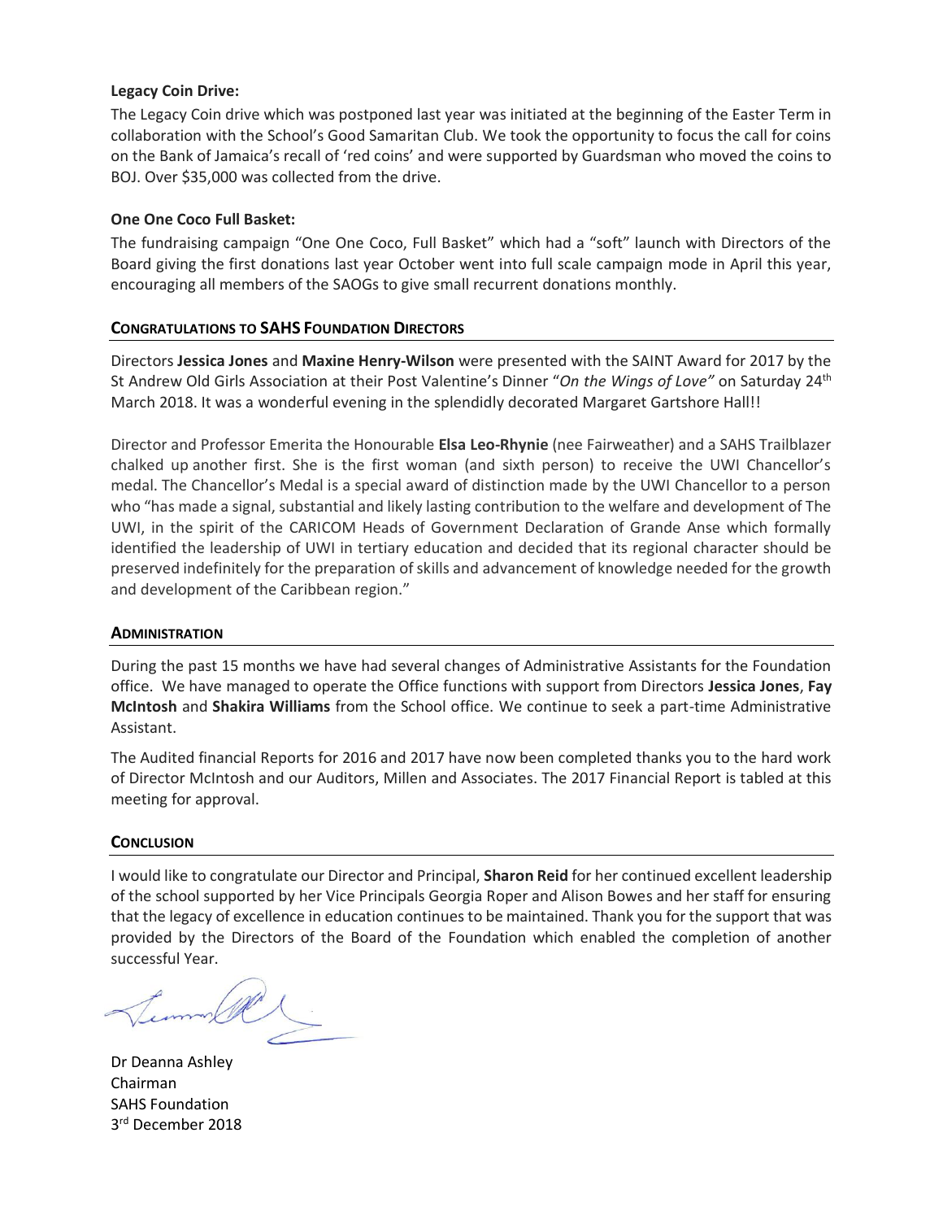**Legacy Coin Drive:**

The Legacy Coin drive which was postponed last year was initiated at the beginning of the Easter Term in collaboration with the School's Good Samaritan Club. We took the opportunity to focus the call for coins on the Bank of Jamaica's recall of 'red coins' and were supported by Guardsman who moved the coins to BOJ. Over $35,000 was collected from the drive.

**One One Coco Full Basket:**

The fundraising campaign "One One Coco, Full Basket" which had a "soft" launch with Directors of the Board giving the first donations last year October went into full scale campaign mode in April this year, encouraging all members of the SAOGs to give small recurrent donations monthly.

## CONGRATULATIONS TO SAHS FOUNDATION DIRECTORS

Directors **Jessica Jones** and **Maxine Henry-Wilson** were presented with the SAINT Award for 2017 by the St Andrew Old Girls Association at their Post Valentine's Dinner "*On the Wings of Love"* on Saturday 24th March 2018. It was a wonderful evening in the splendidly decorated Margaret Gartshore Hall!!

Director and Professor Emerita the Honourable **Elsa Leo-Rhynie** (nee Fairweather) and a SAHS Trailblazer chalked up another first. She is the first woman (and sixth person) to receive the UWI Chancellor's medal. The Chancellor's Medal is a special award of distinction made by the UWI Chancellor to a person who "has made a signal, substantial and likely lasting contribution to the welfare and development of The UWI, in the spirit of the CARICOM Heads of Government Declaration of Grande Anse which formally identified the leadership of UWI in tertiary education and decided that its regional character should be preserved indefinitely for the preparation of skills and advancement of knowledge needed for the growth and development of the Caribbean region."

## ADMINISTRATION

During the past 15 months we have had several changes of Administrative Assistants for the Foundation office. We have managed to operate the Office functions with support from Directors **Jessica Jones**, **Fay McIntosh** and **Shakira Williams** from the School office. We continue to seek a part-time Administrative Assistant.

The Audited financial Reports for 2016 and 2017 have now been completed thanks you to the hard work of Director McIntosh and our Auditors, Millen and Associates. The 2017 Financial Report is tabled at this meeting for approval.

## CONCLUSION

I would like to congratulate our Director and Principal, **Sharon Reid** for her continued excellent leadership of the school supported by her Vice Principals Georgia Roper and Alison Bowes and her staff for ensuring that the legacy of excellence in education continues to be maintained. Thank you for the support that was provided by the Directors of the Board of the Foundation which enabled the completion of another successful Year.

Dr Deanna Ashley
Chairman
SAHS Foundation
3rd December 2018